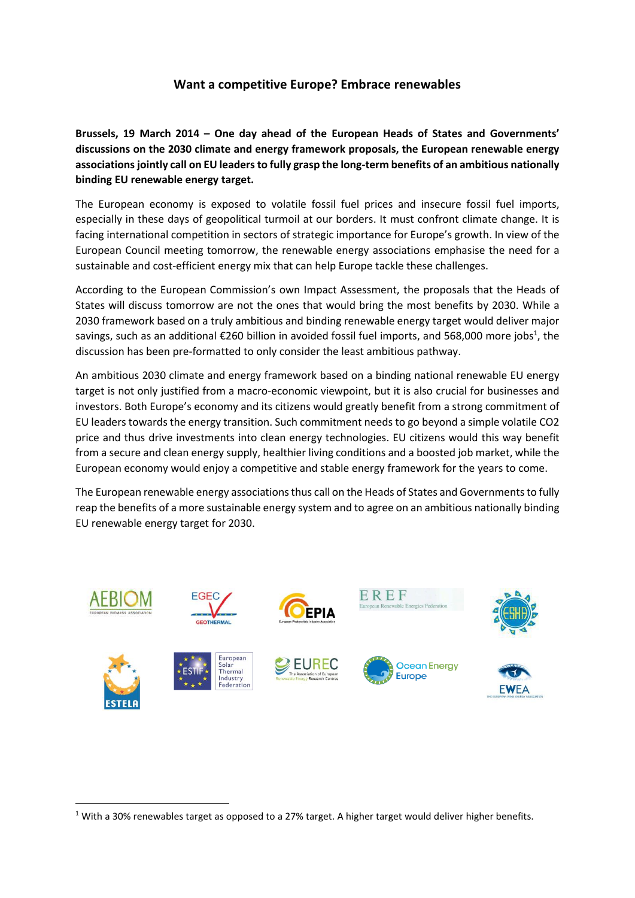# Want a competitive Europe? Embrace renewables

**Brussels, 19 March 2014 – One day ahead of the European Heads of States and Governments' discussions on the 2030 climate and energy framework proposals, the European renewable energy associations jointly call on EU leaders to fully grasp the long-term benefits of an ambitious nationally binding EU renewable energy target.**

The European economy is exposed to volatile fossil fuel prices and insecure fossil fuel imports, especially in these days of geopolitical turmoil at our borders. It must confront climate change. It is facing international competition in sectors of strategic importance for Europe's growth. In view of the European Council meeting tomorrow, the renewable energy associations emphasise the need for a sustainable and cost-efficient energy mix that can help Europe tackle these challenges.

According to the European Commission's own Impact Assessment, the proposals that the Heads of States will discuss tomorrow are not the ones that would bring the most benefits by 2030. While a 2030 framework based on a truly ambitious and binding renewable energy target would deliver major savings, such as an additional €260 billion in avoided fossil fuel imports, and 568,000 more jobs[1], the discussion has been pre-formatted to only consider the least ambitious pathway.

An ambitious 2030 climate and energy framework based on a binding national renewable EU energy target is not only justified from a macro-economic viewpoint, but it is also crucial for businesses and investors. Both Europe's economy and its citizens would greatly benefit from a strong commitment of EU leaders towards the energy transition. Such commitment needs to go beyond a simple volatile $CO_2$ price and thus drive investments into clean energy technologies. EU citizens would this way benefit from a secure and clean energy supply, healthier living conditions and a boosted job market, while the European economy would enjoy a competitive and stable energy framework for the years to come.

The European renewable energy associations thus call on the Heads of States and Governments to fully reap the benefits of a more sustainable energy system and to agree on an ambitious nationally binding EU renewable energy target for 2030.

AEBIOM · EGEC · EPIA · EREF · ESHA · ESTELA · ESTIF · EUREC · Ocean Energy Europe · EWEA

---

[1] With a 30% renewables target as opposed to a 27% target. A higher target would deliver higher benefits.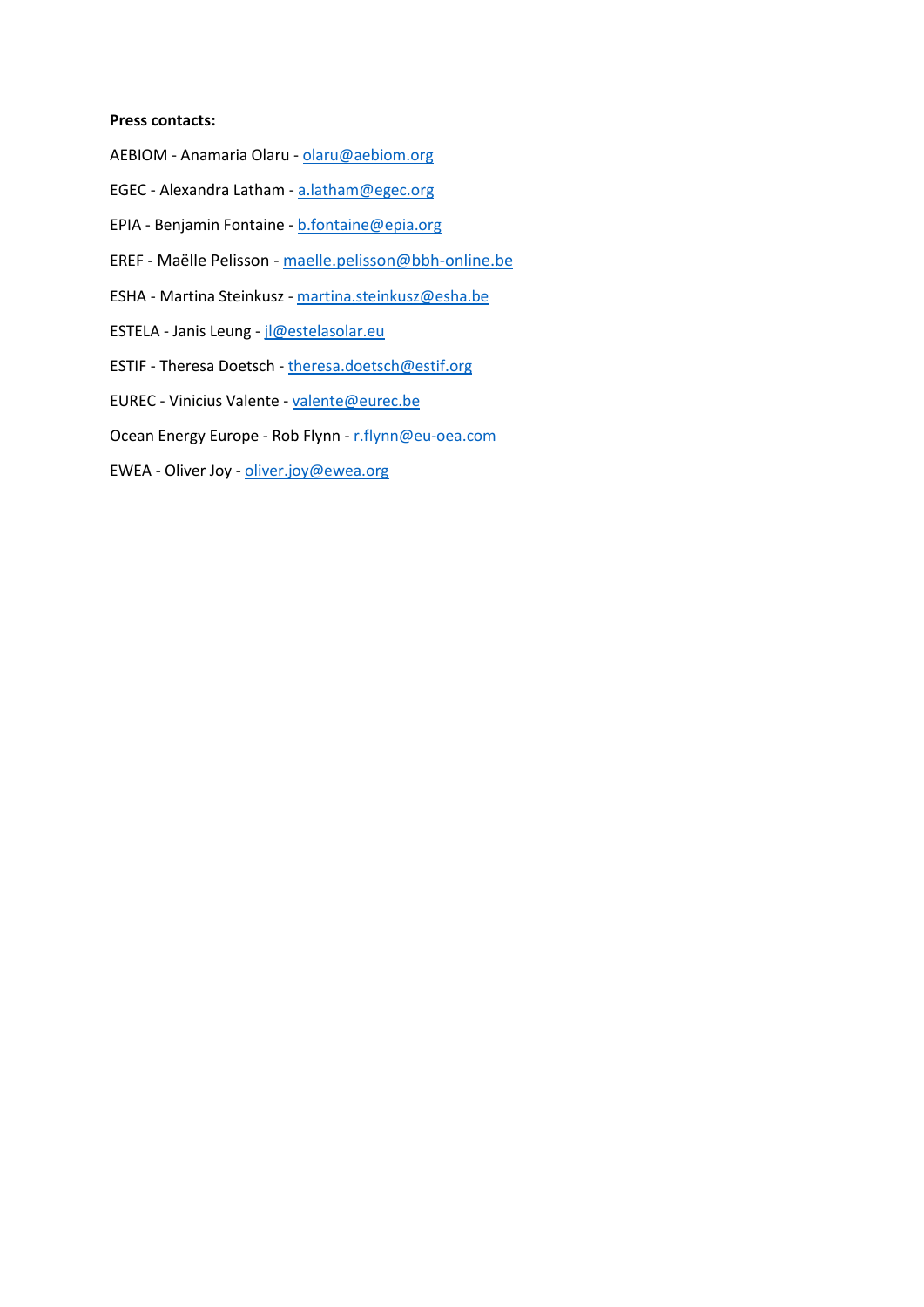**Press contacts:**

AEBIOM - Anamaria Olaru - olaru@aebiom.org

EGEC - Alexandra Latham - a.latham@egec.org

EPIA - Benjamin Fontaine - b.fontaine@epia.org

EREF - Maëlle Pelisson - maelle.pelisson@bbh-online.be

ESHA - Martina Steinkusz - martina.steinkusz@esha.be

ESTELA - Janis Leung - jl@estelasolar.eu

ESTIF - Theresa Doetsch - theresa.doetsch@estif.org

EUREC - Vinicius Valente - valente@eurec.be

Ocean Energy Europe - Rob Flynn - r.flynn@eu-oea.com

EWEA - Oliver Joy - oliver.joy@ewea.org